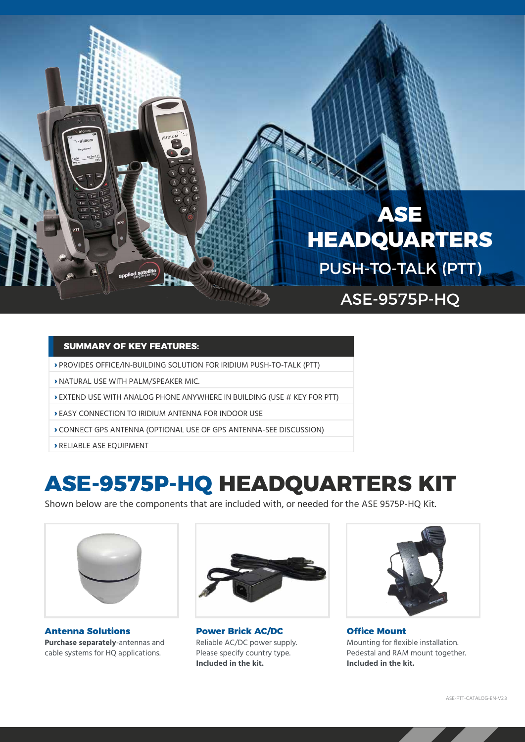# ASE HEADQUARTERS

## PUSH-TO-TALK (PTT)

## ASE-9575P-HQ

**SUMMARY OF KEY FEATURES:**

- › PROVIDES OFFICE/IN-BUILDING SOLUTION FOR IRIDIUM PUSH-TO-TALK (PTT)
- › NATURAL USE WITH PALM/SPEAKER MIC.
- › EXTEND USE WITH ANALOG PHONE ANYWHERE IN BUILDING (USE # KEY FOR PTT)
- › EASY CONNECTION TO IRIDIUM ANTENNA FOR INDOOR USE
- › CONNECT GPS ANTENNA (OPTIONAL USE OF GPS ANTENNA-SEE DISCUSSION)
- › RELIABLE ASE EQUIPMENT

# ASE-9575P-HQ HEADQUARTERS KIT

Shown below are the components that are included with, or needed for the ASE 9575P-HQ Kit.

**Antenna Solutions**
**Purchase separately**-antennas and cable systems for HQ applications.

**Power Brick AC/DC**
Reliable AC/DC power supply. Please specify country type. **Included in the kit.**

**Office Mount**
Mounting for flexible installation. Pedestal and RAM mount together. **Included in the kit.**

ASE-PTT-CATALOG-EN-V2.3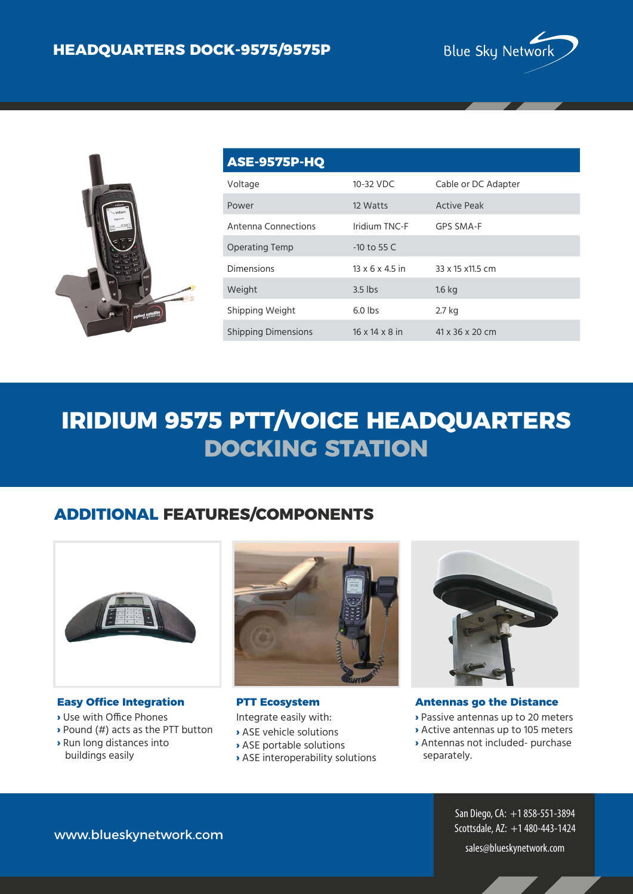# HEADQUARTERS DOCK-9575/9575P

| ASE-9575P-HQ | | |
|---|---|---|
| Voltage | 10-32 VDC | Cable or DC Adapter |
| Power | 12 Watts | Active Peak |
| Antenna Connections | Iridium TNC-F | GPS SMA-F |
| Operating Temp | -10 to 55 C | |
| Dimensions | 13 x 6 x 4.5 in | 33 x 15 x11.5 cm |
| Weight | 3.5 lbs | 1.6 kg |
| Shipping Weight | 6.0 lbs | 2.7 kg |
| Shipping Dimensions | 16 x 14 x 8 in | 41 x 36 x 20 cm |

# IRIDIUM 9575 PTT/VOICE HEADQUARTERS DOCKING STATION

## ADDITIONAL FEATURES/COMPONENTS

### Easy Office Integration

- Use with Office Phones
- Pound (#) acts as the PTT button
- Run long distances into buildings easily

### PTT Ecosystem

Integrate easily with:

- ASE vehicle solutions
- ASE portable solutions
- ASE interoperability solutions

### Antennas go the Distance

- Passive antennas up to 20 meters
- Active antennas up to 105 meters
- Antennas not included- purchase separately.

www.blueskynetwork.com

San Diego, CA: +1 858-551-3894
Scottsdale, AZ: +1 480-443-1424
sales@blueskynetwork.com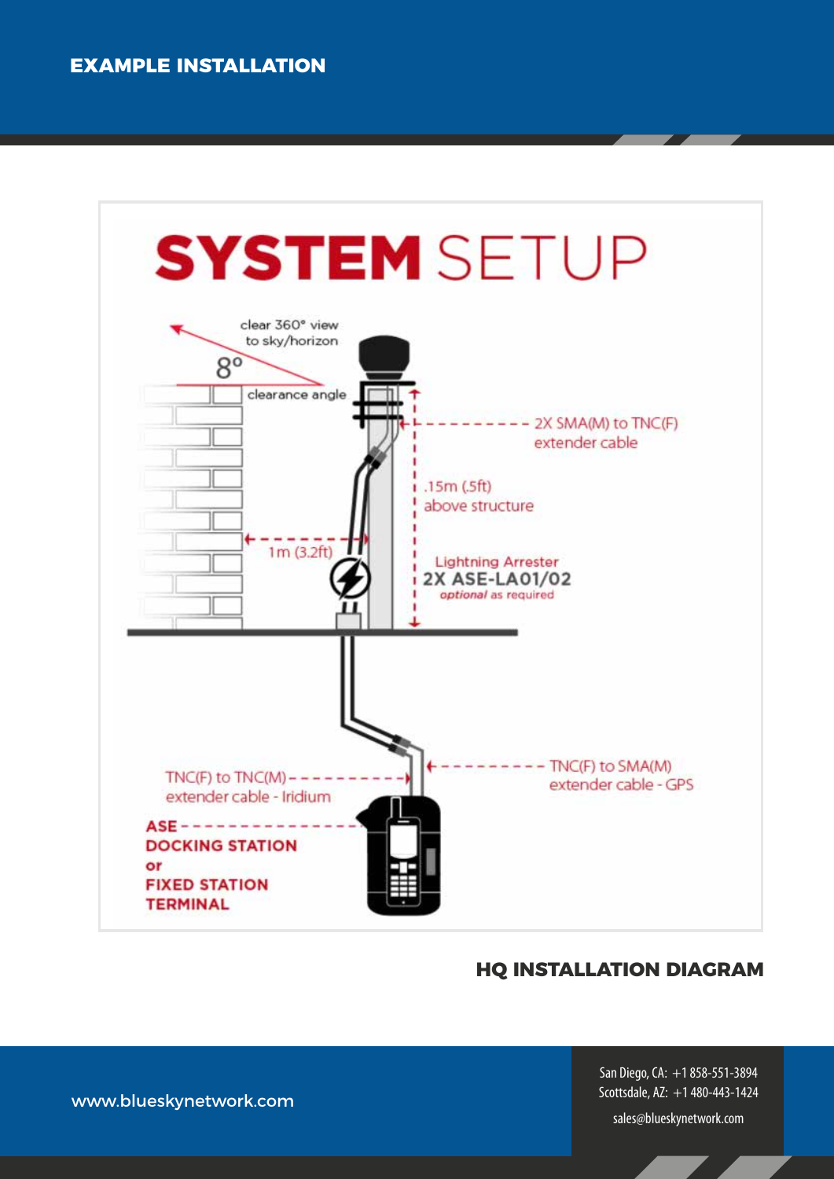# EXAMPLE INSTALLATION

## SYSTEM SETUP

clear 360° view to sky/horizon

8°

clearance angle

2X SMA(M) to TNC(F) extender cable

.15m (.5ft) above structure

1m (3.2ft)

Lightning Arrester
**2X ASE-LA01/02**
*optional* as required

TNC(F) to TNC(M) extender cable - Iridium

TNC(F) to SMA(M) extender cable - GPS

**ASE DOCKING STATION or FIXED STATION TERMINAL**

**HQ INSTALLATION DIAGRAM**

www.blueskynetwork.com

San Diego, CA: +1 858-551-3894
Scottsdale, AZ: +1 480-443-1424
sales@blueskynetwork.com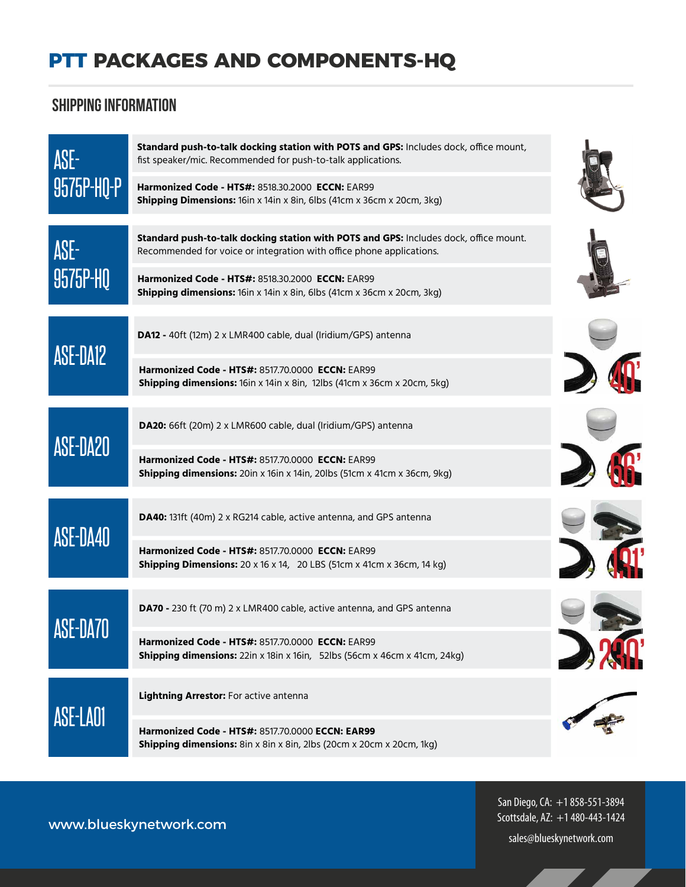# PTT PACKAGES AND COMPONENTS-HQ

## SHIPPING INFORMATION

### ASE-9575P-HQ-P

**Standard push-to-talk docking station with POTS and GPS:** Includes dock, office mount, fist speaker/mic. Recommended for push-to-talk applications.

**Harmonized Code - HTS#:** 8518.30.2000 **ECCN:** EAR99
**Shipping Dimensions:** 16in x 14in x 8in, 6lbs (41cm x 36cm x 20cm, 3kg)

### ASE-9575P-HQ

**Standard push-to-talk docking station with POTS and GPS:** Includes dock, office mount. Recommended for voice or integration with office phone applications.

**Harmonized Code - HTS#:** 8518.30.2000 **ECCN:** EAR99
**Shipping dimensions:** 16in x 14in x 8in, 6lbs (41cm x 36cm x 20cm, 3kg)

### ASE-DA12

**DA12 -** 40ft (12m) 2 x LMR400 cable, dual (Iridium/GPS) antenna

**Harmonized Code - HTS#:** 8517.70.0000 **ECCN:** EAR99
**Shipping dimensions:** 16in x 14in x 8in, 12lbs (41cm x 36cm x 20cm, 5kg)

### ASE-DA20

**DA20:** 66ft (20m) 2 x LMR600 cable, dual (Iridium/GPS) antenna

**Harmonized Code - HTS#:** 8517.70.0000 **ECCN:** EAR99
**Shipping dimensions:** 20in x 16in x 14in, 20lbs (51cm x 41cm x 36cm, 9kg)

### ASE-DA40

**DA40:** 131ft (40m) 2 x RG214 cable, active antenna, and GPS antenna

**Harmonized Code - HTS#:** 8517.70.0000 **ECCN:** EAR99
**Shipping Dimensions:** 20 x 16 x 14, 20 LBS (51cm x 41cm x 36cm, 14 kg)

### ASE-DA70

**DA70 -** 230 ft (70 m) 2 x LMR400 cable, active antenna, and GPS antenna

**Harmonized Code - HTS#:** 8517.70.0000 **ECCN:** EAR99
**Shipping dimensions:** 22in x 18in x 16in, 52lbs (56cm x 46cm x 41cm, 24kg)

### ASE-LA01

**Lightning Arrestor:** For active antenna

**Harmonized Code - HTS#:** 8517.70.0000 **ECCN: EAR99**
**Shipping dimensions:** 8in x 8in x 8in, 2lbs (20cm x 20cm x 20cm, 1kg)

www.blueskynetwork.com

San Diego, CA: +1 858-551-3894
Scottsdale, AZ: +1 480-443-1424
sales@blueskynetwork.com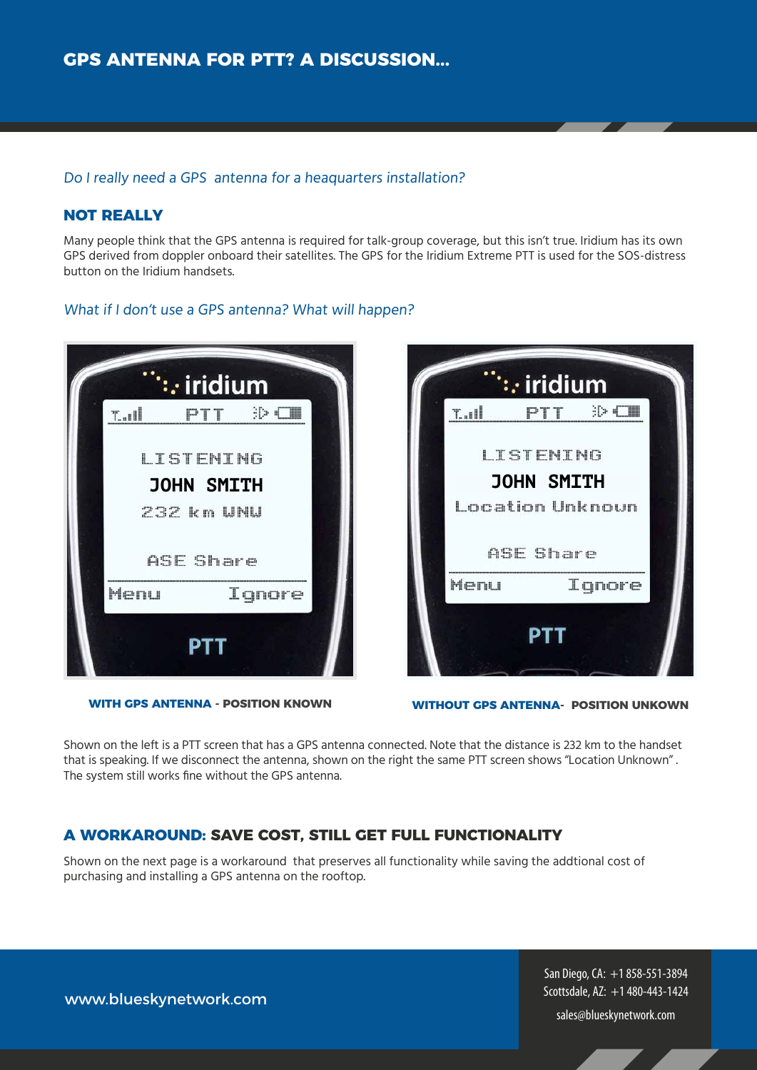# GPS ANTENNA FOR PTT? A DISCUSSION...

*Do I really need a GPS antenna for a heaquarters installation?*

## NOT REALLY

Many people think that the GPS antenna is required for talk-group coverage, but this isn't true. Iridium has its own GPS derived from doppler onboard their satellites. The GPS for the Iridium Extreme PTT is used for the SOS-distress button on the Iridium handsets.

*What if I don't use a GPS antenna? What will happen?*

**WITH GPS ANTENNA - POSITION KNOWN**

**WITHOUT GPS ANTENNA- POSITION UNKOWN**

Shown on the left is a PTT screen that has a GPS antenna connected. Note that the distance is 232 km to the handset that is speaking. If we disconnect the antenna, shown on the right the same PTT screen shows "Location Unknown". The system still works fine without the GPS antenna.

## A WORKAROUND: SAVE COST, STILL GET FULL FUNCTIONALITY

Shown on the next page is a workaround that preserves all functionality while saving the addtional cost of purchasing and installing a GPS antenna on the rooftop.

www.blueskynetwork.com

San Diego, CA: +1 858-551-3894
Scottsdale, AZ: +1 480-443-1424
sales@blueskynetwork.com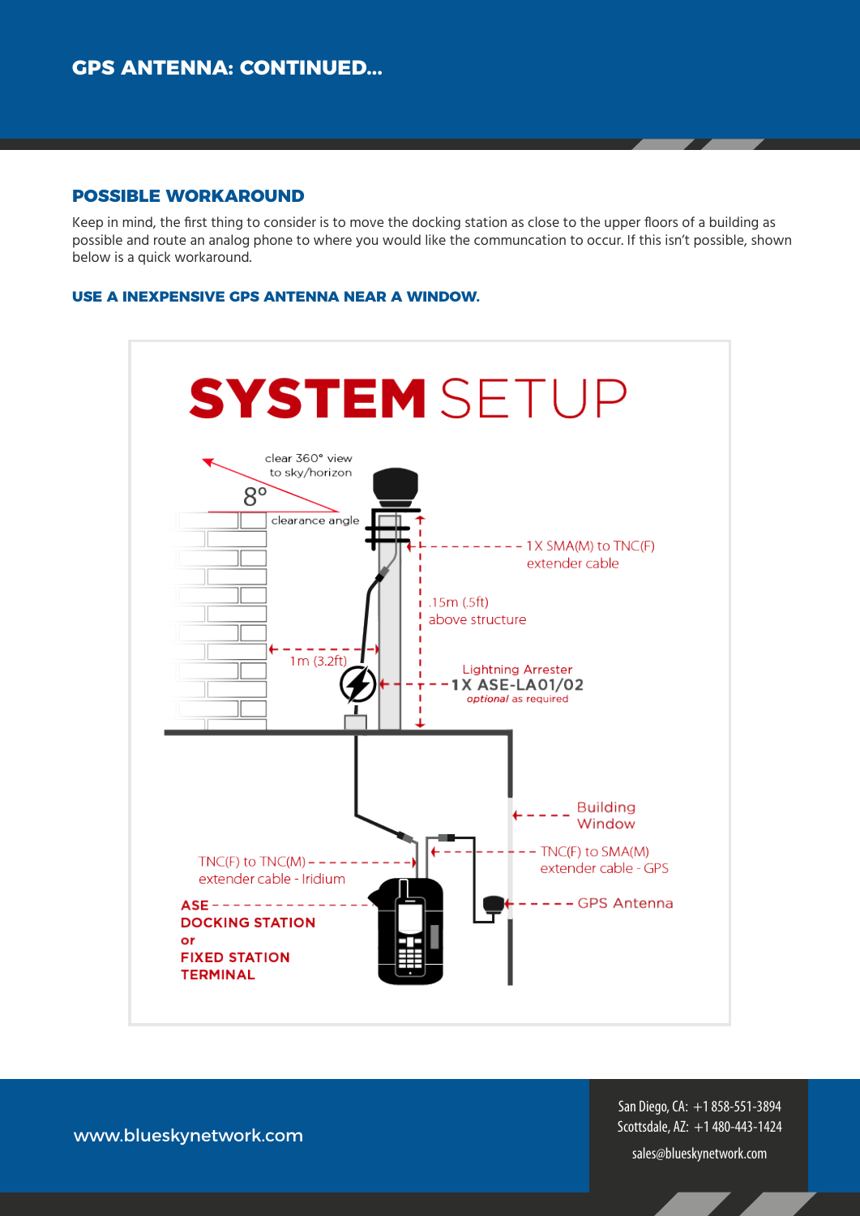## GPS ANTENNA: CONTINUED...

### POSSIBLE WORKAROUND

Keep in mind, the first thing to consider is to move the docking station as close to the upper floors of a building as possible and route an analog phone to where you would like the communcation to occur. If this isn't possible, shown below is a quick workaround.

#### USE A INEXPENSIVE GPS ANTENNA NEAR A WINDOW.

**SYSTEM** SETUP

clear 360° view to sky/horizon

8° clearance angle

1X SMA(M) to TNC(F) extender cable

.15m (.5ft) above structure

1m (3.2ft)

Lightning Arrester
**1X ASE-LA01/02**
*optional* as required

Building Window

TNC(F) to TNC(M) extender cable - Iridium

TNC(F) to SMA(M) extender cable - GPS

GPS Antenna

**ASE DOCKING STATION or FIXED STATION TERMINAL**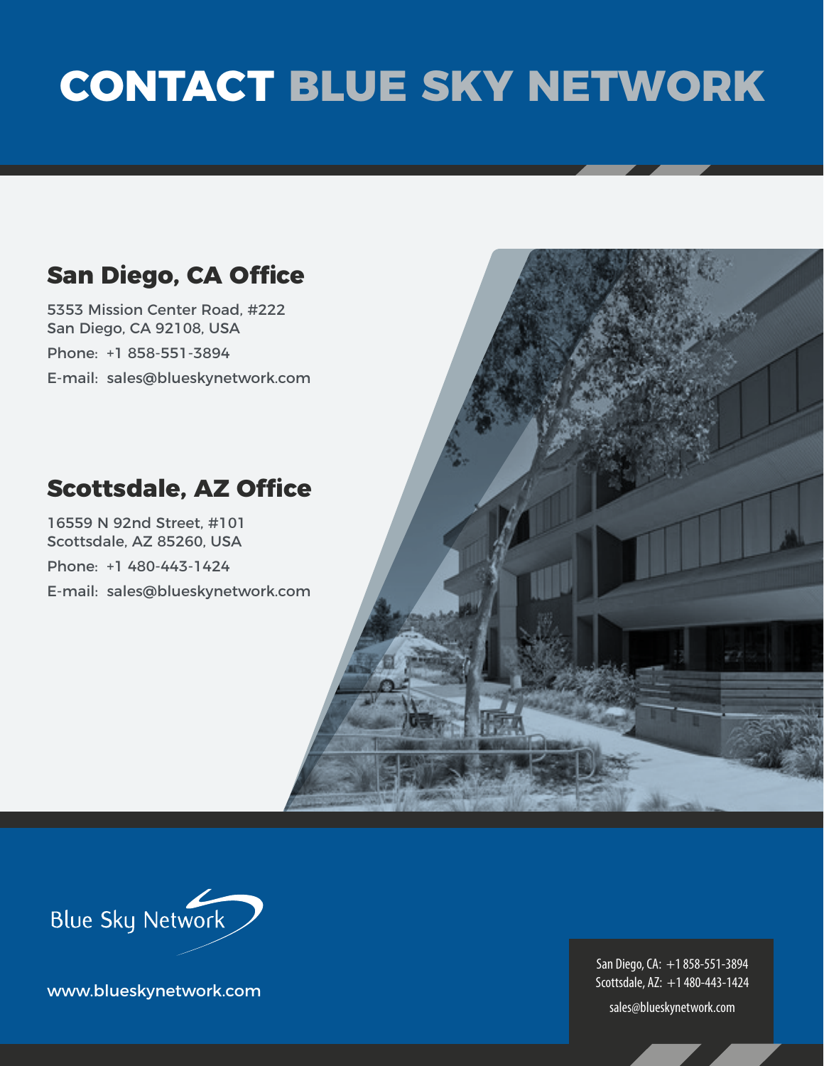# CONTACT BLUE SKY NETWORK

## San Diego, CA Office

5353 Mission Center Road, #222
San Diego, CA 92108, USA

Phone: +1 858-551-3894

E-mail: sales@blueskynetwork.com

## Scottsdale, AZ Office

16559 N 92nd Street, #101
Scottsdale, AZ 85260, USA

Phone: +1 480-443-1424

E-mail: sales@blueskynetwork.com

Blue Sky Network

www.blueskynetwork.com

San Diego, CA: +1 858-551-3894
Scottsdale, AZ: +1 480-443-1424

sales@blueskynetwork.com